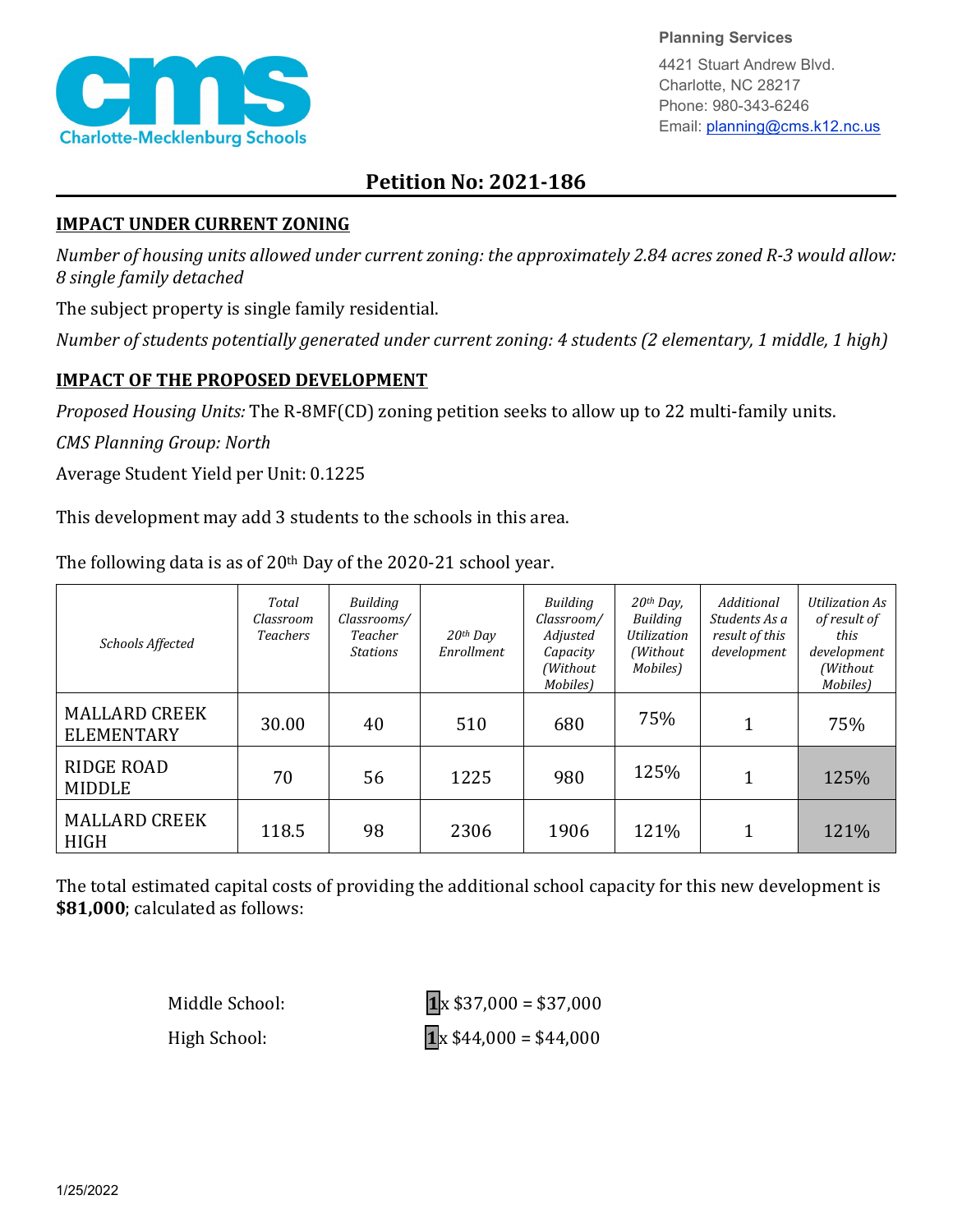Planning Services
4421 Stuart Andrew Blvd.
Charlotte, NC 28217
Phone: 980-343-6246
Email: planning@cms.k12.nc.us

# Petition No: 2021-186

## IMPACT UNDER CURRENT ZONING

*Number of housing units allowed under current zoning: the approximately 2.84 acres zoned R-3 would allow: 8 single family detached*

The subject property is single family residential.

*Number of students potentially generated under current zoning: 4 students (2 elementary, 1 middle, 1 high)*

## IMPACT OF THE PROPOSED DEVELOPMENT

*Proposed Housing Units:* The R-8MF(CD) zoning petition seeks to allow up to 22 multi-family units.

*CMS Planning Group: North*

Average Student Yield per Unit: 0.1225

This development may add 3 students to the schools in this area.

The following data is as of 20th Day of the 2020-21 school year.

| *Schools Affected* | *Total Classroom Teachers* | *Building Classrooms/ Teacher Stations* | *20th Day Enrollment* | *Building Classroom/ Adjusted Capacity (Without Mobiles)* | *20th Day, Building Utilization (Without Mobiles)* | *Additional Students As a result of this development* | *Utilization As of result of this development (Without Mobiles)* |
|---|---|---|---|---|---|---|---|
| MALLARD CREEK ELEMENTARY | 30.00 | 40 | 510 | 680 | 75% | 1 | 75% |
| RIDGE ROAD MIDDLE | 70 | 56 | 1225 | 980 | 125% | 1 | 125% |
| MALLARD CREEK HIGH | 118.5 | 98 | 2306 | 1906 | 121% | 1 | 121% |

The total estimated capital costs of providing the additional school capacity for this new development is **$81,000**; calculated as follows:

Middle School: **1** x $37,000 = $37,000

High School: **1** x $44,000 = $44,000

1/25/2022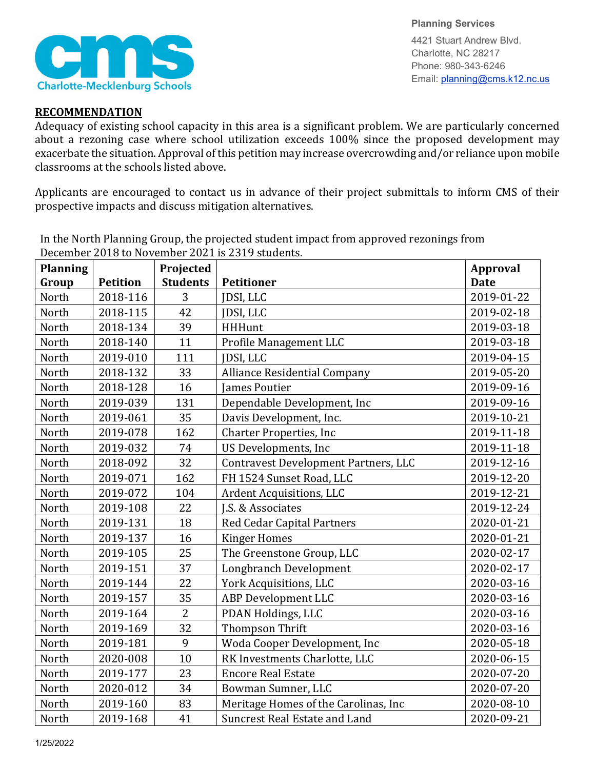Planning Services

4421 Stuart Andrew Blvd.
Charlotte, NC 28217
Phone: 980-343-6246
Email: planning@cms.k12.nc.us

**RECOMMENDATION**

Adequacy of existing school capacity in this area is a significant problem. We are particularly concerned about a rezoning case where school utilization exceeds 100% since the proposed development may exacerbate the situation. Approval of this petition may increase overcrowding and/or reliance upon mobile classrooms at the schools listed above.

Applicants are encouraged to contact us in advance of their project submittals to inform CMS of their prospective impacts and discuss mitigation alternatives.

In the North Planning Group, the projected student impact from approved rezonings from December 2018 to November 2021 is 2319 students.

| Planning Group | Petition | Projected Students | Petitioner | Approval Date |
|---|---|---|---|---|
| North | 2018-116 | 3 | JDSI, LLC | 2019-01-22 |
| North | 2018-115 | 42 | JDSI, LLC | 2019-02-18 |
| North | 2018-134 | 39 | HHHunt | 2019-03-18 |
| North | 2018-140 | 11 | Profile Management LLC | 2019-03-18 |
| North | 2019-010 | 111 | JDSI, LLC | 2019-04-15 |
| North | 2018-132 | 33 | Alliance Residential Company | 2019-05-20 |
| North | 2018-128 | 16 | James Poutier | 2019-09-16 |
| North | 2019-039 | 131 | Dependable Development, Inc | 2019-09-16 |
| North | 2019-061 | 35 | Davis Development, Inc. | 2019-10-21 |
| North | 2019-078 | 162 | Charter Properties, Inc | 2019-11-18 |
| North | 2019-032 | 74 | US Developments, Inc | 2019-11-18 |
| North | 2018-092 | 32 | Contravest Development Partners, LLC | 2019-12-16 |
| North | 2019-071 | 162 | FH 1524 Sunset Road, LLC | 2019-12-20 |
| North | 2019-072 | 104 | Ardent Acquisitions, LLC | 2019-12-21 |
| North | 2019-108 | 22 | J.S. & Associates | 2019-12-24 |
| North | 2019-131 | 18 | Red Cedar Capital Partners | 2020-01-21 |
| North | 2019-137 | 16 | Kinger Homes | 2020-01-21 |
| North | 2019-105 | 25 | The Greenstone Group, LLC | 2020-02-17 |
| North | 2019-151 | 37 | Longbranch Development | 2020-02-17 |
| North | 2019-144 | 22 | York Acquisitions, LLC | 2020-03-16 |
| North | 2019-157 | 35 | ABP Development LLC | 2020-03-16 |
| North | 2019-164 | 2 | PDAN Holdings, LLC | 2020-03-16 |
| North | 2019-169 | 32 | Thompson Thrift | 2020-03-16 |
| North | 2019-181 | 9 | Woda Cooper Development, Inc | 2020-05-18 |
| North | 2020-008 | 10 | RK Investments Charlotte, LLC | 2020-06-15 |
| North | 2019-177 | 23 | Encore Real Estate | 2020-07-20 |
| North | 2020-012 | 34 | Bowman Sumner, LLC | 2020-07-20 |
| North | 2019-160 | 83 | Meritage Homes of the Carolinas, Inc | 2020-08-10 |
| North | 2019-168 | 41 | Suncrest Real Estate and Land | 2020-09-21 |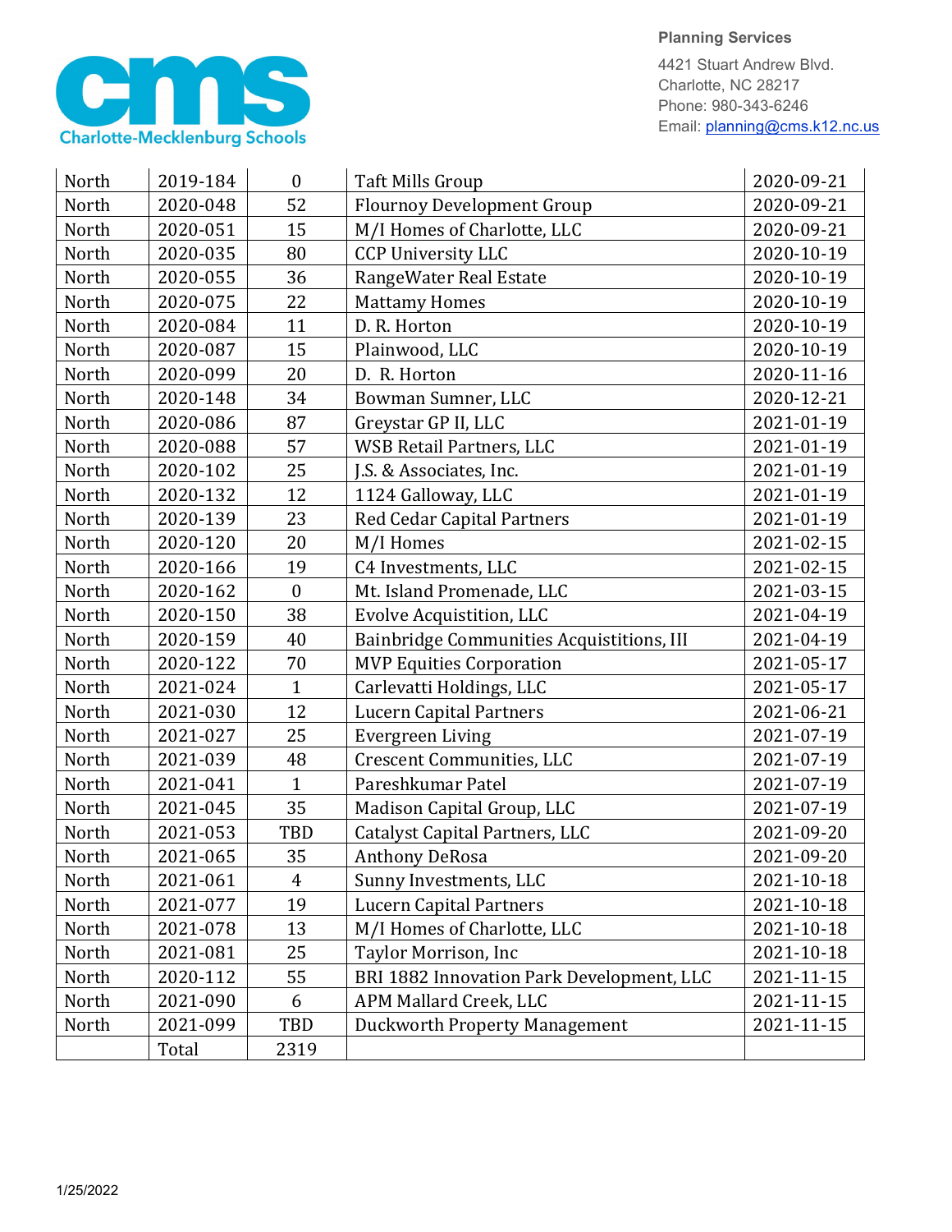| | | | | |
|---|---|---|---|---|
| North | 2019-184 | 0 | Taft Mills Group | 2020-09-21 |
| North | 2020-048 | 52 | Flournoy Development Group | 2020-09-21 |
| North | 2020-051 | 15 | M/I Homes of Charlotte, LLC | 2020-09-21 |
| North | 2020-035 | 80 | CCP University LLC | 2020-10-19 |
| North | 2020-055 | 36 | RangeWater Real Estate | 2020-10-19 |
| North | 2020-075 | 22 | Mattamy Homes | 2020-10-19 |
| North | 2020-084 | 11 | D. R. Horton | 2020-10-19 |
| North | 2020-087 | 15 | Plainwood, LLC | 2020-10-19 |
| North | 2020-099 | 20 | D. R. Horton | 2020-11-16 |
| North | 2020-148 | 34 | Bowman Sumner, LLC | 2020-12-21 |
| North | 2020-086 | 87 | Greystar GP II, LLC | 2021-01-19 |
| North | 2020-088 | 57 | WSB Retail Partners, LLC | 2021-01-19 |
| North | 2020-102 | 25 | J.S. & Associates, Inc. | 2021-01-19 |
| North | 2020-132 | 12 | 1124 Galloway, LLC | 2021-01-19 |
| North | 2020-139 | 23 | Red Cedar Capital Partners | 2021-01-19 |
| North | 2020-120 | 20 | M/I Homes | 2021-02-15 |
| North | 2020-166 | 19 | C4 Investments, LLC | 2021-02-15 |
| North | 2020-162 | 0 | Mt. Island Promenade, LLC | 2021-03-15 |
| North | 2020-150 | 38 | Evolve Acquistition, LLC | 2021-04-19 |
| North | 2020-159 | 40 | Bainbridge Communities Acquistitions, III | 2021-04-19 |
| North | 2020-122 | 70 | MVP Equities Corporation | 2021-05-17 |
| North | 2021-024 | 1 | Carlevatti Holdings, LLC | 2021-05-17 |
| North | 2021-030 | 12 | Lucern Capital Partners | 2021-06-21 |
| North | 2021-027 | 25 | Evergreen Living | 2021-07-19 |
| North | 2021-039 | 48 | Crescent Communities, LLC | 2021-07-19 |
| North | 2021-041 | 1 | Pareshkumar Patel | 2021-07-19 |
| North | 2021-045 | 35 | Madison Capital Group, LLC | 2021-07-19 |
| North | 2021-053 | TBD | Catalyst Capital Partners, LLC | 2021-09-20 |
| North | 2021-065 | 35 | Anthony DeRosa | 2021-09-20 |
| North | 2021-061 | 4 | Sunny Investments, LLC | 2021-10-18 |
| North | 2021-077 | 19 | Lucern Capital Partners | 2021-10-18 |
| North | 2021-078 | 13 | M/I Homes of Charlotte, LLC | 2021-10-18 |
| North | 2021-081 | 25 | Taylor Morrison, Inc | 2021-10-18 |
| North | 2020-112 | 55 | BRI 1882 Innovation Park Development, LLC | 2021-11-15 |
| North | 2021-090 | 6 | APM Mallard Creek, LLC | 2021-11-15 |
| North | 2021-099 | TBD | Duckworth Property Management | 2021-11-15 |
| | Total | 2319 | | |